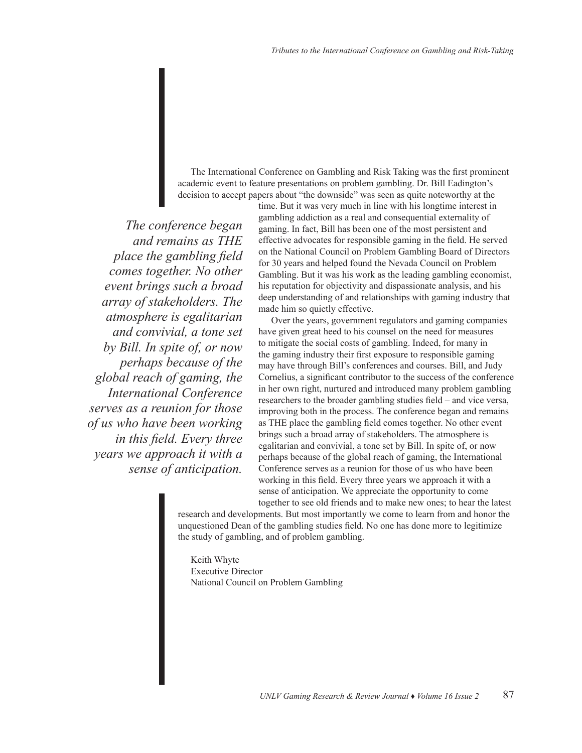The International Conference on Gambling and Risk Taking was the first prominent academic event to feature presentations on problem gambling. Dr. Bill Eadington's decision to accept papers about "the downside" was seen as quite noteworthy at the time. But it was very much in line with his longtime interest in gambling addiction as a real and consequential externality of gaming. In fact, Bill has been one of the most persistent and effective advocates for responsible gaming in the field. He served on the National Council on Problem Gambling Board of Directors for 30 years and helped found the Nevada Council on Problem Gambling. But it was his work as the leading gambling economist, his reputation for objectivity and dispassionate analysis, and his deep understanding of and relationships with gaming industry that made him so quietly effective.

*The conference began and remains as THE place the gambling field comes together. No other event brings such a broad array of stakeholders. The atmosphere is egalitarian and convivial, a tone set by Bill. In spite of, or now perhaps because of the global reach of gaming, the International Conference serves as a reunion for those of us who have been working in this field. Every three years we approach it with a sense of anticipation.*

Over the years, government regulators and gaming companies have given great heed to his counsel on the need for measures to mitigate the social costs of gambling. Indeed, for many in the gaming industry their first exposure to responsible gaming may have through Bill's conferences and courses. Bill, and Judy Cornelius, a significant contributor to the success of the conference in her own right, nurtured and introduced many problem gambling researchers to the broader gambling studies field – and vice versa, improving both in the process. The conference began and remains as THE place the gambling field comes together. No other event brings such a broad array of stakeholders. The atmosphere is egalitarian and convivial, a tone set by Bill. In spite of, or now perhaps because of the global reach of gaming, the International Conference serves as a reunion for those of us who have been working in this field. Every three years we approach it with a sense of anticipation. We appreciate the opportunity to come together to see old friends and to make new ones; to hear the latest research and developments. But most importantly we come to learn from and honor the unquestioned Dean of the gambling studies field. No one has done more to legitimize the study of gambling, and of problem gambling.

Keith Whyte
Executive Director
National Council on Problem Gambling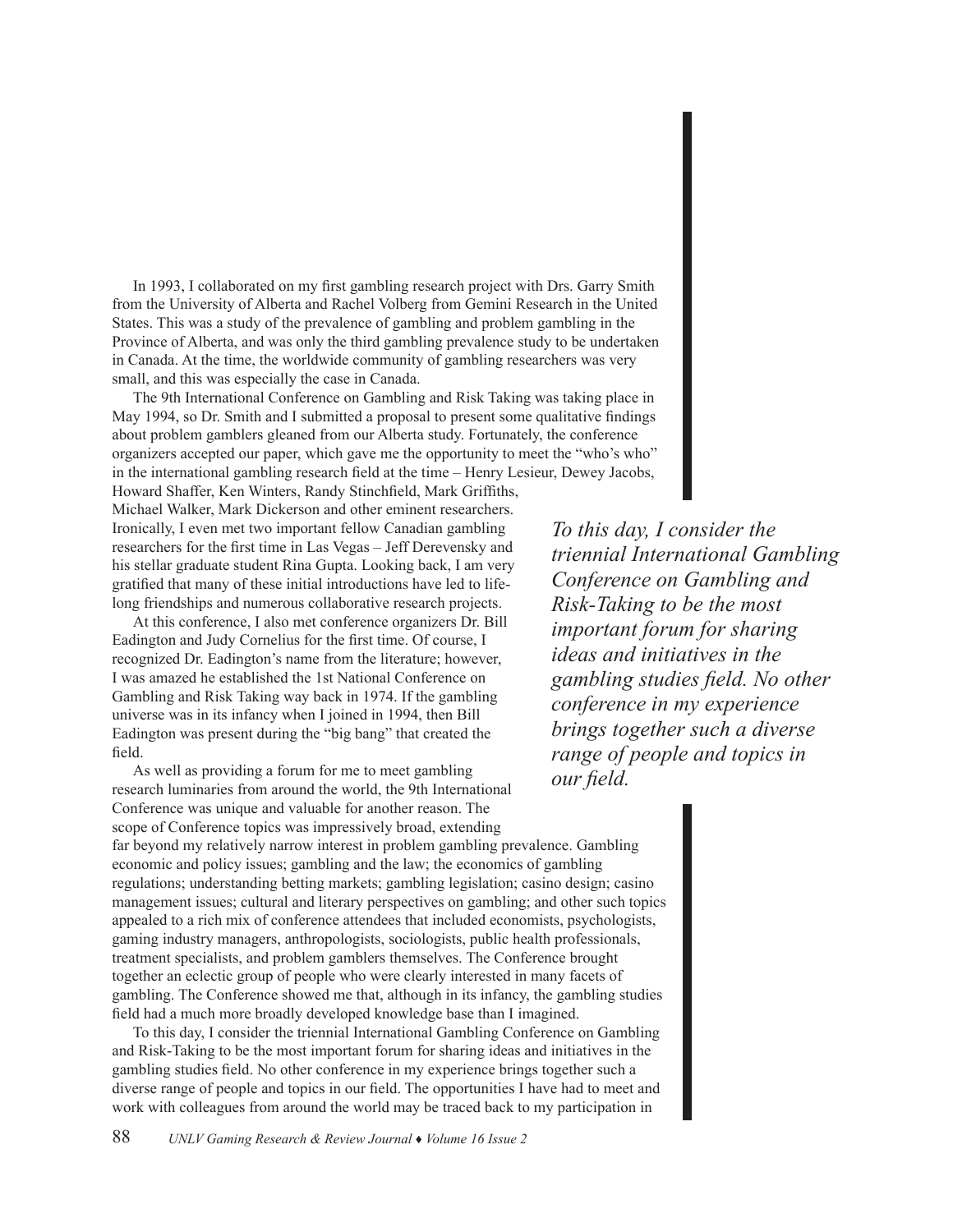In 1993, I collaborated on my first gambling research project with Drs. Garry Smith from the University of Alberta and Rachel Volberg from Gemini Research in the United States. This was a study of the prevalence of gambling and problem gambling in the Province of Alberta, and was only the third gambling prevalence study to be undertaken in Canada. At the time, the worldwide community of gambling researchers was very small, and this was especially the case in Canada.

The 9th International Conference on Gambling and Risk Taking was taking place in May 1994, so Dr. Smith and I submitted a proposal to present some qualitative findings about problem gamblers gleaned from our Alberta study. Fortunately, the conference organizers accepted our paper, which gave me the opportunity to meet the "who's who" in the international gambling research field at the time – Henry Lesieur, Dewey Jacobs, Howard Shaffer, Ken Winters, Randy Stinchfield, Mark Griffiths, Michael Walker, Mark Dickerson and other eminent researchers. Ironically, I even met two important fellow Canadian gambling researchers for the first time in Las Vegas – Jeff Derevensky and his stellar graduate student Rina Gupta. Looking back, I am very gratified that many of these initial introductions have led to life-long friendships and numerous collaborative research projects.

> *To this day, I consider the triennial International Gambling Conference on Gambling and Risk-Taking to be the most important forum for sharing ideas and initiatives in the gambling studies field. No other conference in my experience brings together such a diverse range of people and topics in our field.*

At this conference, I also met conference organizers Dr. Bill Eadington and Judy Cornelius for the first time. Of course, I recognized Dr. Eadington's name from the literature; however, I was amazed he established the 1st National Conference on Gambling and Risk Taking way back in 1974. If the gambling universe was in its infancy when I joined in 1994, then Bill Eadington was present during the "big bang" that created the field.

As well as providing a forum for me to meet gambling research luminaries from around the world, the 9th International Conference was unique and valuable for another reason. The scope of Conference topics was impressively broad, extending far beyond my relatively narrow interest in problem gambling prevalence. Gambling economic and policy issues; gambling and the law; the economics of gambling regulations; understanding betting markets; gambling legislation; casino design; casino management issues; cultural and literary perspectives on gambling; and other such topics appealed to a rich mix of conference attendees that included economists, psychologists, gaming industry managers, anthropologists, sociologists, public health professionals, treatment specialists, and problem gamblers themselves. The Conference brought together an eclectic group of people who were clearly interested in many facets of gambling. The Conference showed me that, although in its infancy, the gambling studies field had a much more broadly developed knowledge base than I imagined.

To this day, I consider the triennial International Gambling Conference on Gambling and Risk-Taking to be the most important forum for sharing ideas and initiatives in the gambling studies field. No other conference in my experience brings together such a diverse range of people and topics in our field. The opportunities I have had to meet and work with colleagues from around the world may be traced back to my participation in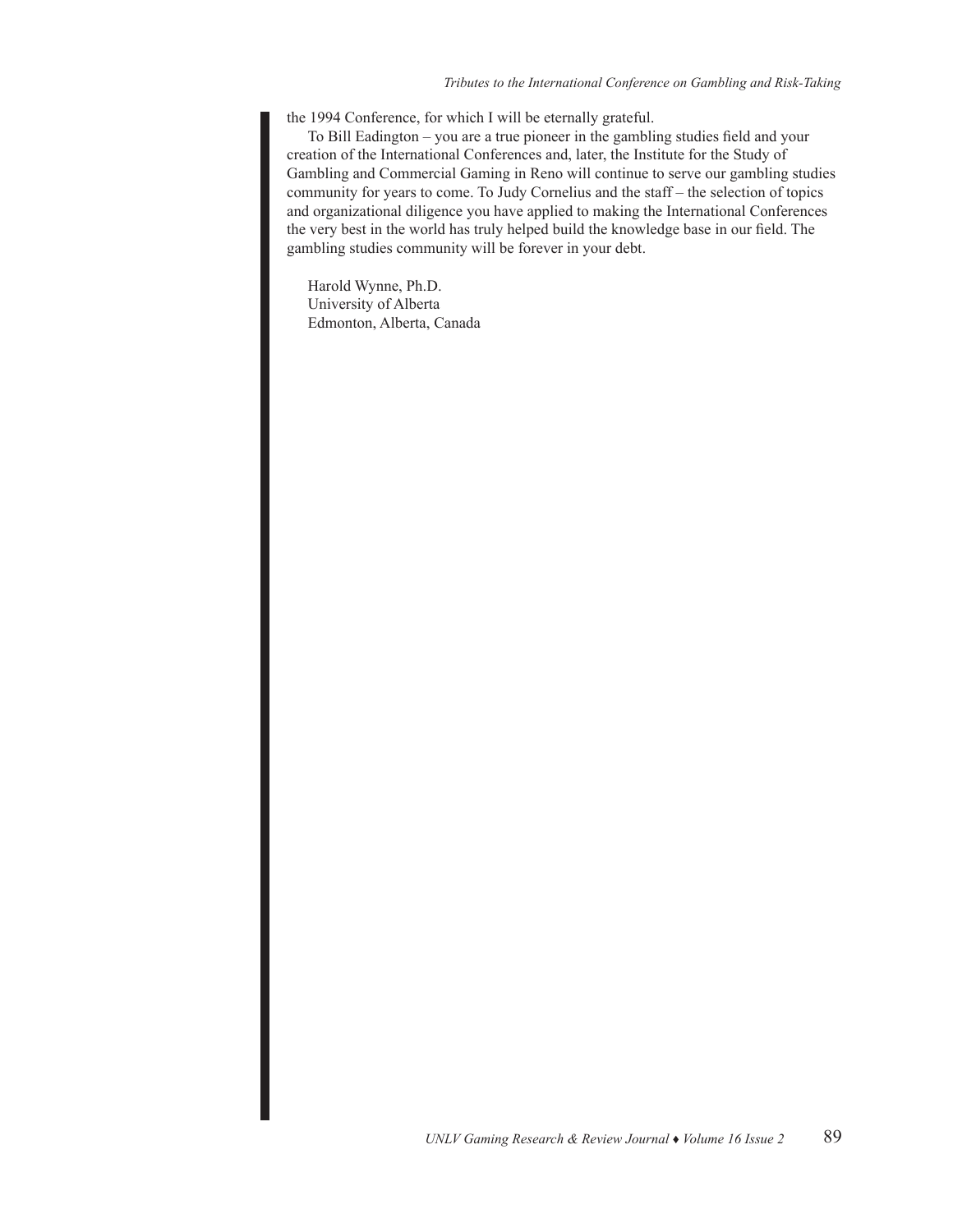the 1994 Conference, for which I will be eternally grateful.

To Bill Eadington – you are a true pioneer in the gambling studies field and your creation of the International Conferences and, later, the Institute for the Study of Gambling and Commercial Gaming in Reno will continue to serve our gambling studies community for years to come. To Judy Cornelius and the staff – the selection of topics and organizational diligence you have applied to making the International Conferences the very best in the world has truly helped build the knowledge base in our field. The gambling studies community will be forever in your debt.

Harold Wynne, Ph.D.
University of Alberta
Edmonton, Alberta, Canada